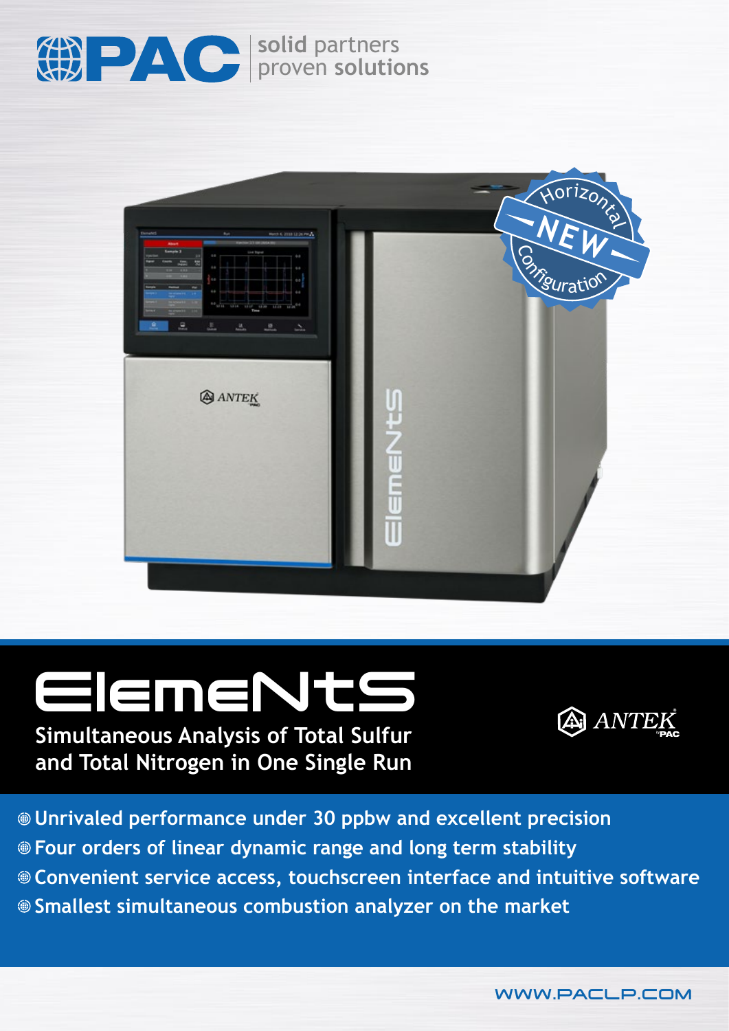PAC | solid partners proven solutions

Horizontal NEW Configuration

# ElemeNtS

**Simultaneous Analysis of Total Sulfur and Total Nitrogen in One Single Run**

ANTEK by PAC

- Unrivaled performance under 30 ppbw and excellent precision
- Four orders of linear dynamic range and long term stability
- Convenient service access, touchscreen interface and intuitive software
- Smallest simultaneous combustion analyzer on the market

WWW.PACLP.COM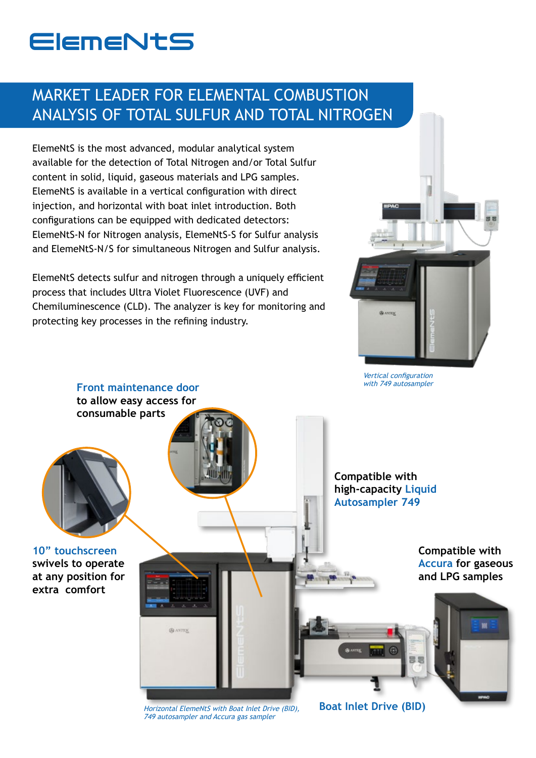# ElemeNtS

## MARKET LEADER FOR ELEMENTAL COMBUSTION ANALYSIS OF TOTAL SULFUR AND TOTAL NITROGEN

ElemeNtS is the most advanced, modular analytical system available for the detection of Total Nitrogen and/or Total Sulfur content in solid, liquid, gaseous materials and LPG samples. ElemeNtS is available in a vertical configuration with direct injection, and horizontal with boat inlet introduction. Both configurations can be equipped with dedicated detectors: ElemeNtS-N for Nitrogen analysis, ElemeNtS-S for Sulfur analysis and ElemeNtS-N/S for simultaneous Nitrogen and Sulfur analysis.

ElemeNtS detects sulfur and nitrogen through a uniquely efficient process that includes Ultra Violet Fluorescence (UVF) and Chemiluminescence (CLD). The analyzer is key for monitoring and protecting key processes in the refining industry.

*Vertical configuration with 749 autosampler*

**Front maintenance door** to allow easy access for consumable parts

**10” touchscreen** swivels to operate at any position for extra comfort

Compatible with high-capacity **Liquid Autosampler 749**

Compatible with **Accura** for gaseous and LPG samples

**Boat Inlet Drive (BID)**

*Horizontal ElemeNtS with Boat Inlet Drive (BID), 749 autosampler and Accura gas sampler*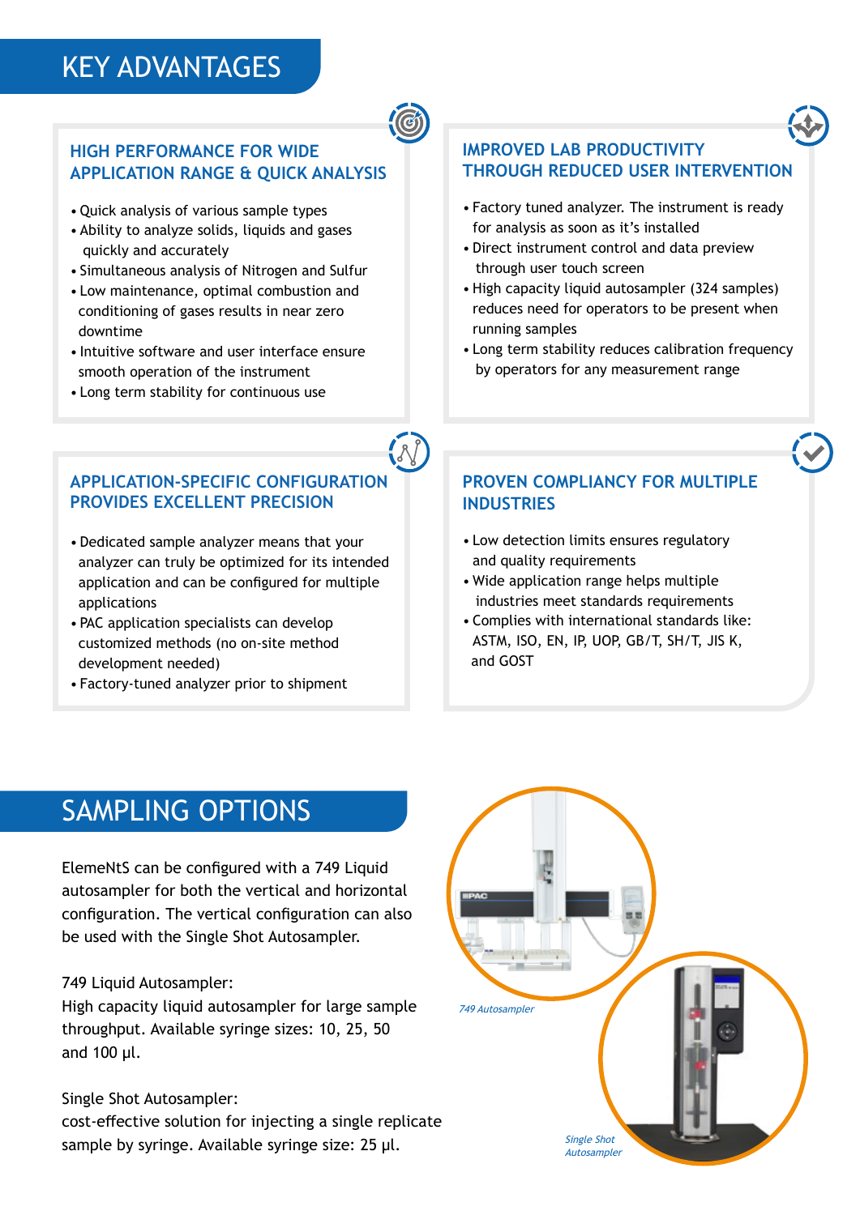# KEY ADVANTAGES

### HIGH PERFORMANCE FOR WIDE APPLICATION RANGE & QUICK ANALYSIS

- Quick analysis of various sample types
- Ability to analyze solids, liquids and gases quickly and accurately
- Simultaneous analysis of Nitrogen and Sulfur
- Low maintenance, optimal combustion and conditioning of gases results in near zero downtime
- Intuitive software and user interface ensure smooth operation of the instrument
- Long term stability for continuous use

### IMPROVED LAB PRODUCTIVITY THROUGH REDUCED USER INTERVENTION

- Factory tuned analyzer. The instrument is ready for analysis as soon as it's installed
- Direct instrument control and data preview through user touch screen
- High capacity liquid autosampler (324 samples) reduces need for operators to be present when running samples
- Long term stability reduces calibration frequency by operators for any measurement range

### APPLICATION-SPECIFIC CONFIGURATION PROVIDES EXCELLENT PRECISION

- Dedicated sample analyzer means that your analyzer can truly be optimized for its intended application and can be configured for multiple applications
- PAC application specialists can develop customized methods (no on-site method development needed)
- Factory-tuned analyzer prior to shipment

### PROVEN COMPLIANCY FOR MULTIPLE INDUSTRIES

- Low detection limits ensures regulatory and quality requirements
- Wide application range helps multiple industries meet standards requirements
- Complies with international standards like: ASTM, ISO, EN, IP, UOP, GB/T, SH/T, JIS K, and GOST

# SAMPLING OPTIONS

ElemeNtS can be configured with a 749 Liquid autosampler for both the vertical and horizontal configuration. The vertical configuration can also be used with the Single Shot Autosampler.

749 Liquid Autosampler:
High capacity liquid autosampler for large sample throughput. Available syringe sizes: 10, 25, 50 and 100 µl.

Single Shot Autosampler:
cost-effective solution for injecting a single replicate sample by syringe. Available syringe size: 25 µl.

*749 Autosampler*

*Single Shot Autosampler*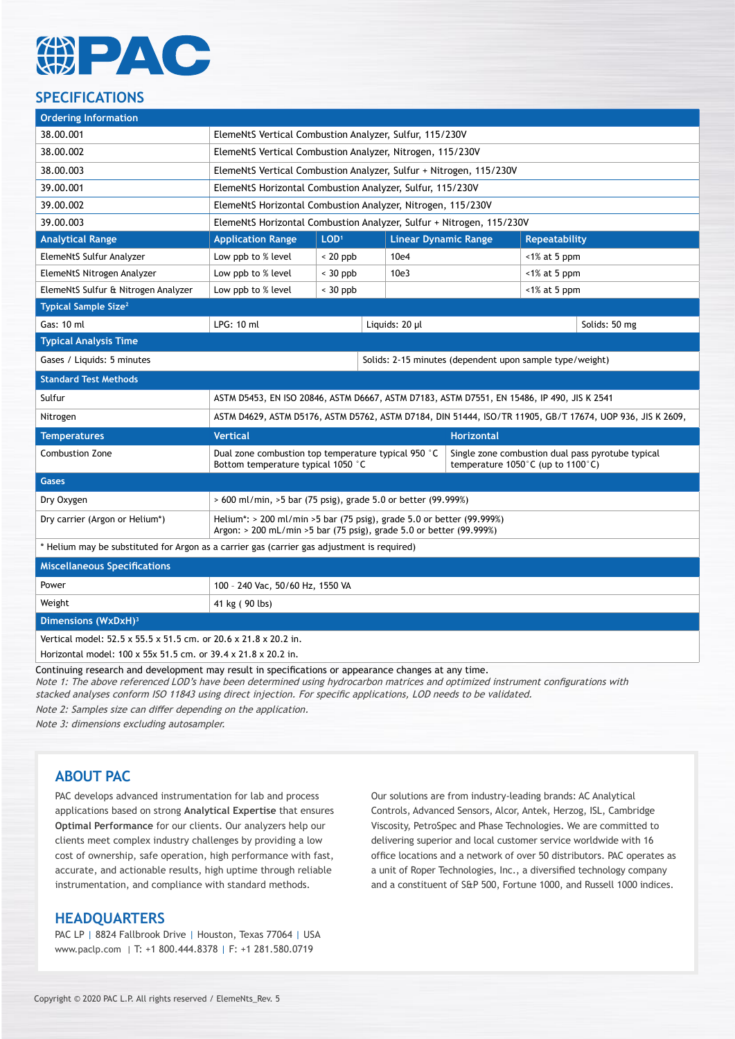# PAC

## SPECIFICATIONS

| Ordering Information | | | | |
|---|---|---|---|---|
| 38.00.001 | ElemeNtS Vertical Combustion Analyzer, Sulfur, 115/230V | | | |
| 38.00.002 | ElemeNtS Vertical Combustion Analyzer, Nitrogen, 115/230V | | | |
| 38.00.003 | ElemeNtS Vertical Combustion Analyzer, Sulfur + Nitrogen, 115/230V | | | |
| 39.00.001 | ElemeNtS Horizontal Combustion Analyzer, Sulfur, 115/230V | | | |
| 39.00.002 | ElemeNtS Horizontal Combustion Analyzer, Nitrogen, 115/230V | | | |
| 39.00.003 | ElemeNtS Horizontal Combustion Analyzer, Sulfur + Nitrogen, 115/230V | | | |
| **Analytical Range** | **Application Range** | **LOD[1]** | **Linear Dynamic Range** | **Repeatability** |
| ElemeNtS Sulfur Analyzer | Low ppb to % level | < 20 ppb | 10e4 | <1% at 5 ppm |
| ElemeNtS Nitrogen Analyzer | Low ppb to % level | < 30 ppb | 10e3 | <1% at 5 ppm |
| ElemeNtS Sulfur & Nitrogen Analyzer | Low ppb to % level | < 30 ppb | | <1% at 5 ppm |

| Typical Sample Size[2] | | | |
|---|---|---|---|
| Gas: 10 ml | LPG: 10 ml | Liquids: 20 µl | Solids: 50 mg |

| Typical Analysis Time | |
|---|---|
| Gases / Liquids: 5 minutes | Solids: 2-15 minutes (dependent upon sample type/weight) |

| Standard Test Methods | |
|---|---|
| Sulfur | ASTM D5453, EN ISO 20846, ASTM D6667, ASTM D7183, ASTM D7551, EN 15486, IP 490, JIS K 2541 |
| Nitrogen | ASTM D4629, ASTM D5176, ASTM D5762, ASTM D7184, DIN 51444, ISO/TR 11905, GB/T 17674, UOP 936, JIS K 2609, |

| Temperatures | Vertical | Horizontal |
|---|---|---|
| Combustion Zone | Dual zone combustion top temperature typical 950 °C<br>Bottom temperature typical 1050 °C | Single zone combustion dual pass pyrotube typical temperature 1050°C (up to 1100°C) |

| Gases | |
|---|---|
| Dry Oxygen | > 600 ml/min, >5 bar (75 psig), grade 5.0 or better (99.999%) |
| Dry carrier (Argon or Helium*) | Helium*: > 200 ml/min >5 bar (75 psig), grade 5.0 or better (99.999%)<br>Argon: > 200 mL/min >5 bar (75 psig), grade 5.0 or better (99.999%) |

* Helium may be substituted for Argon as a carrier gas (carrier gas adjustment is required)

| Miscellaneous Specifications | |
|---|---|
| Power | 100 - 240 Vac, 50/60 Hz, 1550 VA |
| Weight | 41 kg ( 90 lbs) |

**Dimensions (WxDxH)[3]**

Vertical model: 52.5 x 55.5 x 51.5 cm. or 20.6 x 21.8 x 20.2 in.
Horizontal model: 100 x 55x 51.5 cm. or 39.4 x 21.8 x 20.2 in.

Continuing research and development may result in specifications or appearance changes at any time.

*Note 1: The above referenced LOD's have been determined using hydrocarbon matrices and optimized instrument configurations with stacked analyses conform ISO 11843 using direct injection. For specific applications, LOD needs to be validated.*

*Note 2: Samples size can differ depending on the application.*

*Note 3: dimensions excluding autosampler.*

## ABOUT PAC

PAC develops advanced instrumentation for lab and process applications based on strong **Analytical Expertise** that ensures **Optimal Performance** for our clients. Our analyzers help our clients meet complex industry challenges by providing a low cost of ownership, safe operation, high performance with fast, accurate, and actionable results, high uptime through reliable instrumentation, and compliance with standard methods.

Our solutions are from industry-leading brands: AC Analytical Controls, Advanced Sensors, Alcor, Antek, Herzog, ISL, Cambridge Viscosity, PetroSpec and Phase Technologies. We are committed to delivering superior and local customer service worldwide with 16 office locations and a network of over 50 distributors. PAC operates as a unit of Roper Technologies, Inc., a diversified technology company and a constituent of S&P 500, Fortune 1000, and Russell 1000 indices.

## HEADQUARTERS

PAC LP | 8824 Fallbrook Drive | Houston, Texas 77064 | USA
www.paclp.com | T: +1 800.444.8378 | F: +1 281.580.0719

Copyright © 2020 PAC L.P. All rights reserved / ElemeNts_Rev. 5